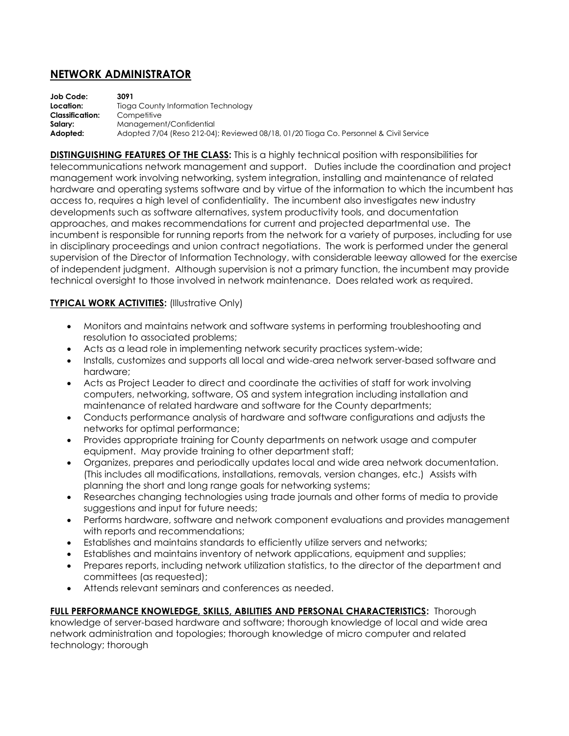# NETWORK ADMINISTRATOR

**Job Code:** **3091**
**Location:** Tioga County Information Technology
**Classification:** Competitive
**Salary:** Management/Confidential
**Adopted:** Adopted 7/04 (Reso 212-04); Reviewed 08/18, 01/20 Tioga Co. Personnel & Civil Service

**DISTINGUISHING FEATURES OF THE CLASS:** This is a highly technical position with responsibilities for telecommunications network management and support. Duties include the coordination and project management work involving networking, system integration, installing and maintenance of related hardware and operating systems software and by virtue of the information to which the incumbent has access to, requires a high level of confidentiality. The incumbent also investigates new industry developments such as software alternatives, system productivity tools, and documentation approaches, and makes recommendations for current and projected departmental use. The incumbent is responsible for running reports from the network for a variety of purposes, including for use in disciplinary proceedings and union contract negotiations. The work is performed under the general supervision of the Director of Information Technology, with considerable leeway allowed for the exercise of independent judgment. Although supervision is not a primary function, the incumbent may provide technical oversight to those involved in network maintenance. Does related work as required.

**TYPICAL WORK ACTIVITIES:** (Illustrative Only)

- Monitors and maintains network and software systems in performing troubleshooting and resolution to associated problems;
- Acts as a lead role in implementing network security practices system-wide;
- Installs, customizes and supports all local and wide-area network server-based software and hardware;
- Acts as Project Leader to direct and coordinate the activities of staff for work involving computers, networking, software, OS and system integration including installation and maintenance of related hardware and software for the County departments;
- Conducts performance analysis of hardware and software configurations and adjusts the networks for optimal performance;
- Provides appropriate training for County departments on network usage and computer equipment. May provide training to other department staff;
- Organizes, prepares and periodically updates local and wide area network documentation. (This includes all modifications, installations, removals, version changes, etc.) Assists with planning the short and long range goals for networking systems;
- Researches changing technologies using trade journals and other forms of media to provide suggestions and input for future needs;
- Performs hardware, software and network component evaluations and provides management with reports and recommendations;
- Establishes and maintains standards to efficiently utilize servers and networks;
- Establishes and maintains inventory of network applications, equipment and supplies;
- Prepares reports, including network utilization statistics, to the director of the department and committees (as requested);
- Attends relevant seminars and conferences as needed.

**FULL PERFORMANCE KNOWLEDGE, SKILLS, ABILITIES AND PERSONAL CHARACTERISTICS:** Thorough knowledge of server-based hardware and software; thorough knowledge of local and wide area network administration and topologies; thorough knowledge of micro computer and related technology; thorough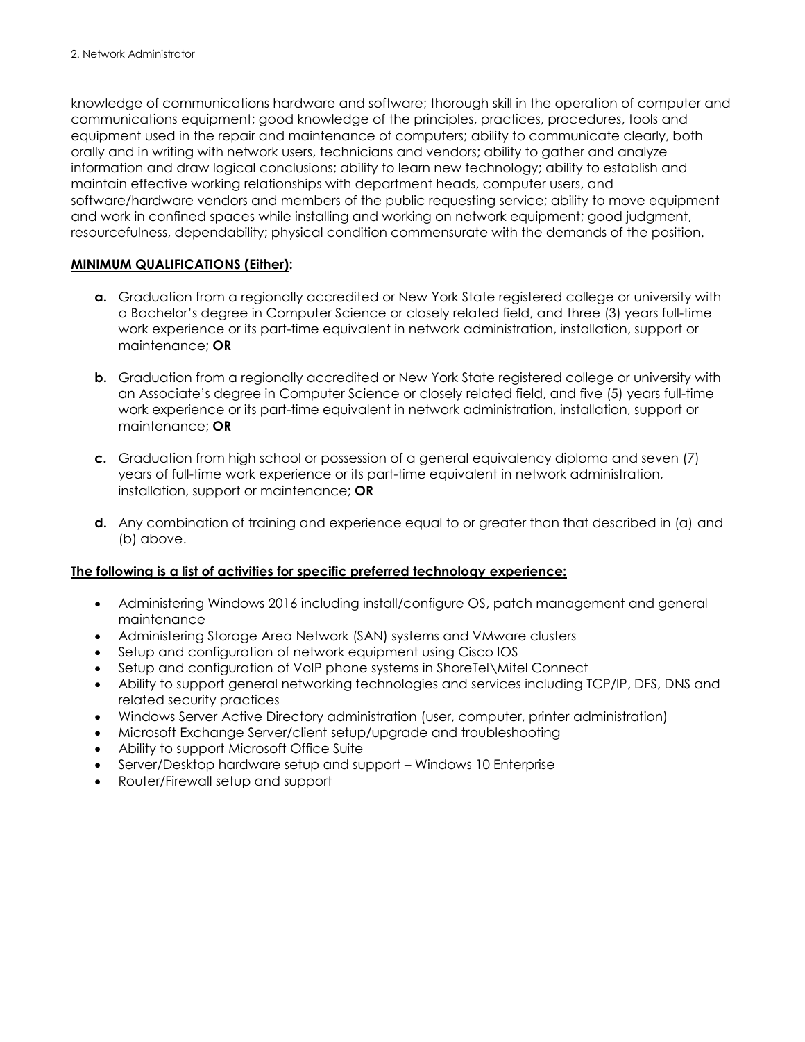knowledge of communications hardware and software; thorough skill in the operation of computer and communications equipment; good knowledge of the principles, practices, procedures, tools and equipment used in the repair and maintenance of computers; ability to communicate clearly, both orally and in writing with network users, technicians and vendors; ability to gather and analyze information and draw logical conclusions; ability to learn new technology; ability to establish and maintain effective working relationships with department heads, computer users, and software/hardware vendors and members of the public requesting service; ability to move equipment and work in confined spaces while installing and working on network equipment; good judgment, resourcefulness, dependability; physical condition commensurate with the demands of the position.

**MINIMUM QUALIFICATIONS (Either):**

- **a.** Graduation from a regionally accredited or New York State registered college or university with a Bachelor's degree in Computer Science or closely related field, and three (3) years full-time work experience or its part-time equivalent in network administration, installation, support or maintenance; **OR**
- **b.** Graduation from a regionally accredited or New York State registered college or university with an Associate's degree in Computer Science or closely related field, and five (5) years full-time work experience or its part-time equivalent in network administration, installation, support or maintenance; **OR**
- **c.** Graduation from high school or possession of a general equivalency diploma and seven (7) years of full-time work experience or its part-time equivalent in network administration, installation, support or maintenance; **OR**
- **d.** Any combination of training and experience equal to or greater than that described in (a) and (b) above.

**The following is a list of activities for specific preferred technology experience:**

- Administering Windows 2016 including install/configure OS, patch management and general maintenance
- Administering Storage Area Network (SAN) systems and VMware clusters
- Setup and configuration of network equipment using Cisco IOS
- Setup and configuration of VoIP phone systems in ShoreTel\Mitel Connect
- Ability to support general networking technologies and services including TCP/IP, DFS, DNS and related security practices
- Windows Server Active Directory administration (user, computer, printer administration)
- Microsoft Exchange Server/client setup/upgrade and troubleshooting
- Ability to support Microsoft Office Suite
- Server/Desktop hardware setup and support – Windows 10 Enterprise
- Router/Firewall setup and support